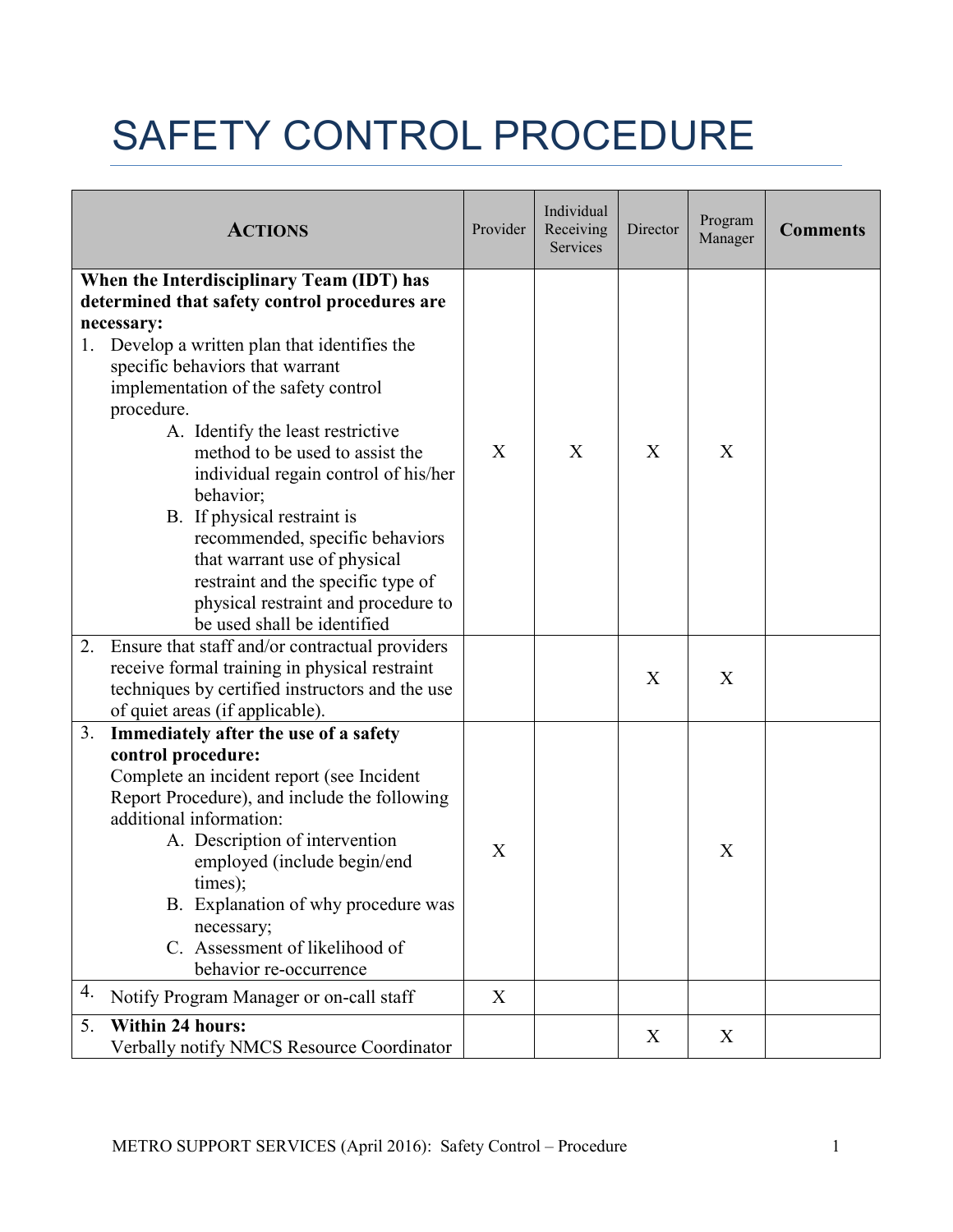# SAFETY CONTROL PROCEDURE

| **ACTIONS** | Provider | Individual Receiving Services | Director | Program Manager | **Comments** |
|---|---|---|---|---|---|
| **When the Interdisciplinary Team (IDT) has determined that safety control procedures are necessary:**<br>1. Develop a written plan that identifies the specific behaviors that warrant implementation of the safety control procedure.<br>A. Identify the least restrictive method to be used to assist the individual regain control of his/her behavior;<br>B. If physical restraint is recommended, specific behaviors that warrant use of physical restraint and the specific type of physical restraint and procedure to be used shall be identified | X | X | X | X | |
| 2. Ensure that staff and/or contractual providers receive formal training in physical restraint techniques by certified instructors and the use of quiet areas (if applicable). | | | X | X | |
| 3. **Immediately after the use of a safety control procedure:**<br>Complete an incident report (see Incident Report Procedure), and include the following additional information:<br>A. Description of intervention employed (include begin/end times);<br>B. Explanation of why procedure was necessary;<br>C. Assessment of likelihood of behavior re-occurrence | X | | | X | |
| 4. Notify Program Manager or on-call staff | X | | | | |
| 5. **Within 24 hours:**<br>Verbally notify NMCS Resource Coordinator | | | X | X | |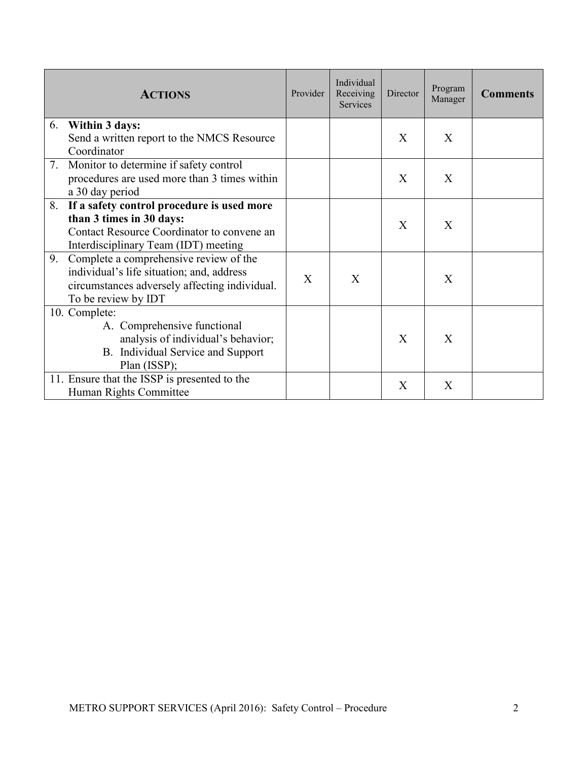| **ACTIONS** | Provider | Individual Receiving Services | Director | Program Manager | **Comments** |
|---|---|---|---|---|---|
| 6. **Within 3 days:** Send a written report to the NMCS Resource Coordinator | | | X | X | |
| 7. Monitor to determine if safety control procedures are used more than 3 times within a 30 day period | | | X | X | |
| 8. **If a safety control procedure is used more than 3 times in 30 days:** Contact Resource Coordinator to convene an Interdisciplinary Team (IDT) meeting | | | X | X | |
| 9. Complete a comprehensive review of the individual's life situation; and, address circumstances adversely affecting individual. To be review by IDT | X | X | | X | |
| 10. Complete: A. Comprehensive functional analysis of individual's behavior; B. Individual Service and Support Plan (ISSP); | | | X | X | |
| 11. Ensure that the ISSP is presented to the Human Rights Committee | | | X | X | |